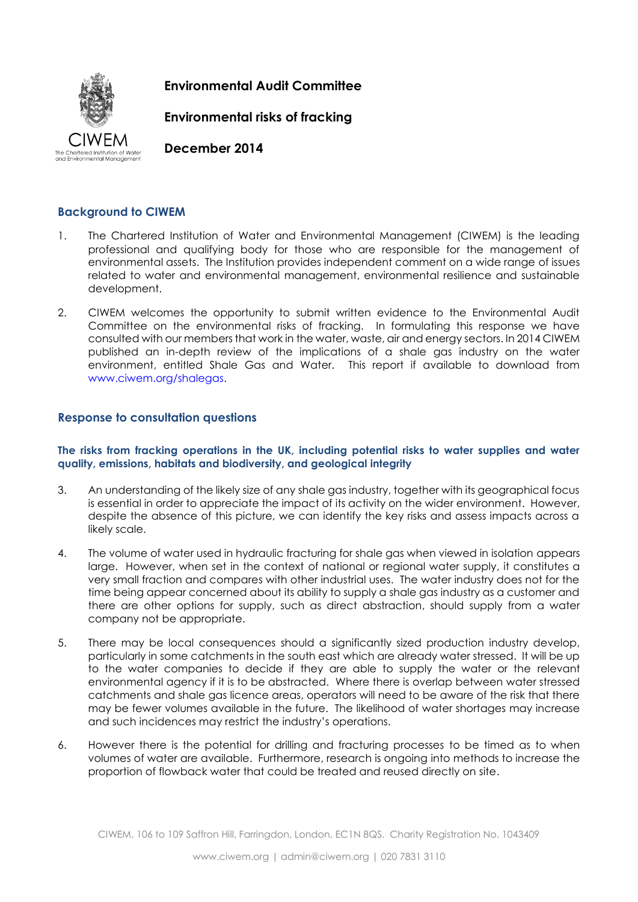**Environmental Audit Committee**

**Environmental risks of fracking**

**December 2014**

## Background to CIWEM

1. The Chartered Institution of Water and Environmental Management (CIWEM) is the leading professional and qualifying body for those who are responsible for the management of environmental assets. The Institution provides independent comment on a wide range of issues related to water and environmental management, environmental resilience and sustainable development.

2. CIWEM welcomes the opportunity to submit written evidence to the Environmental Audit Committee on the environmental risks of fracking. In formulating this response we have consulted with our members that work in the water, waste, air and energy sectors. In 2014 CIWEM published an in-depth review of the implications of a shale gas industry on the water environment, entitled Shale Gas and Water. This report if available to download from www.ciwem.org/shalegas.

## Response to consultation questions

### The risks from fracking operations in the UK, including potential risks to water supplies and water quality, emissions, habitats and biodiversity, and geological integrity

3. An understanding of the likely size of any shale gas industry, together with its geographical focus is essential in order to appreciate the impact of its activity on the wider environment. However, despite the absence of this picture, we can identify the key risks and assess impacts across a likely scale.

4. The volume of water used in hydraulic fracturing for shale gas when viewed in isolation appears large. However, when set in the context of national or regional water supply, it constitutes a very small fraction and compares with other industrial uses. The water industry does not for the time being appear concerned about its ability to supply a shale gas industry as a customer and there are other options for supply, such as direct abstraction, should supply from a water company not be appropriate.

5. There may be local consequences should a significantly sized production industry develop, particularly in some catchments in the south east which are already water stressed. It will be up to the water companies to decide if they are able to supply the water or the relevant environmental agency if it is to be abstracted. Where there is overlap between water stressed catchments and shale gas licence areas, operators will need to be aware of the risk that there may be fewer volumes available in the future. The likelihood of water shortages may increase and such incidences may restrict the industry's operations.

6. However there is the potential for drilling and fracturing processes to be timed as to when volumes of water are available. Furthermore, research is ongoing into methods to increase the proportion of flowback water that could be treated and reused directly on site.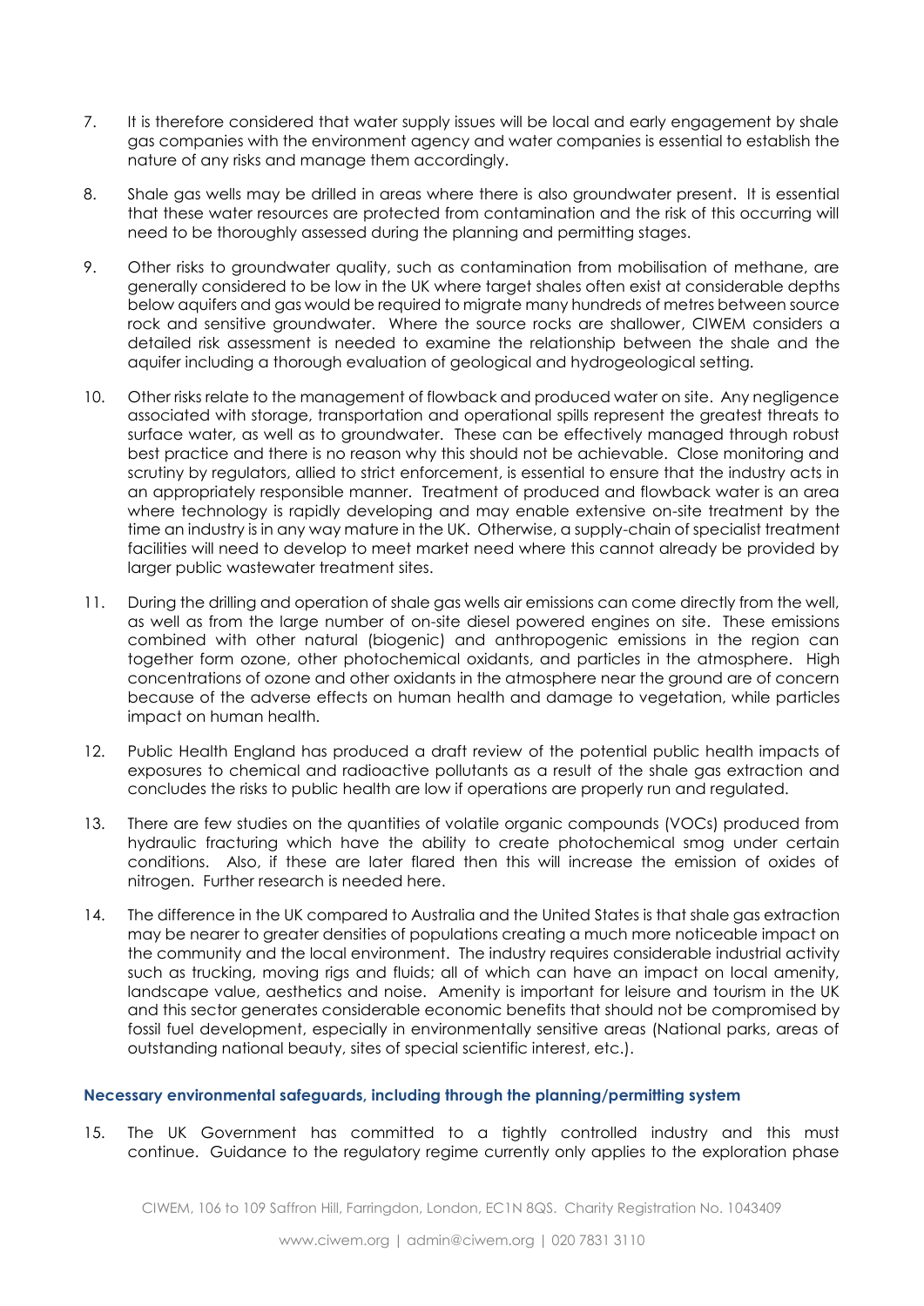7. It is therefore considered that water supply issues will be local and early engagement by shale gas companies with the environment agency and water companies is essential to establish the nature of any risks and manage them accordingly.

8. Shale gas wells may be drilled in areas where there is also groundwater present. It is essential that these water resources are protected from contamination and the risk of this occurring will need to be thoroughly assessed during the planning and permitting stages.

9. Other risks to groundwater quality, such as contamination from mobilisation of methane, are generally considered to be low in the UK where target shales often exist at considerable depths below aquifers and gas would be required to migrate many hundreds of metres between source rock and sensitive groundwater. Where the source rocks are shallower, CIWEM considers a detailed risk assessment is needed to examine the relationship between the shale and the aquifer including a thorough evaluation of geological and hydrogeological setting.

10. Other risks relate to the management of flowback and produced water on site. Any negligence associated with storage, transportation and operational spills represent the greatest threats to surface water, as well as to groundwater. These can be effectively managed through robust best practice and there is no reason why this should not be achievable. Close monitoring and scrutiny by regulators, allied to strict enforcement, is essential to ensure that the industry acts in an appropriately responsible manner. Treatment of produced and flowback water is an area where technology is rapidly developing and may enable extensive on-site treatment by the time an industry is in any way mature in the UK. Otherwise, a supply-chain of specialist treatment facilities will need to develop to meet market need where this cannot already be provided by larger public wastewater treatment sites.

11. During the drilling and operation of shale gas wells air emissions can come directly from the well, as well as from the large number of on-site diesel powered engines on site. These emissions combined with other natural (biogenic) and anthropogenic emissions in the region can together form ozone, other photochemical oxidants, and particles in the atmosphere. High concentrations of ozone and other oxidants in the atmosphere near the ground are of concern because of the adverse effects on human health and damage to vegetation, while particles impact on human health.

12. Public Health England has produced a draft review of the potential public health impacts of exposures to chemical and radioactive pollutants as a result of the shale gas extraction and concludes the risks to public health are low if operations are properly run and regulated.

13. There are few studies on the quantities of volatile organic compounds (VOCs) produced from hydraulic fracturing which have the ability to create photochemical smog under certain conditions. Also, if these are later flared then this will increase the emission of oxides of nitrogen. Further research is needed here.

14. The difference in the UK compared to Australia and the United States is that shale gas extraction may be nearer to greater densities of populations creating a much more noticeable impact on the community and the local environment. The industry requires considerable industrial activity such as trucking, moving rigs and fluids; all of which can have an impact on local amenity, landscape value, aesthetics and noise. Amenity is important for leisure and tourism in the UK and this sector generates considerable economic benefits that should not be compromised by fossil fuel development, especially in environmentally sensitive areas (National parks, areas of outstanding national beauty, sites of special scientific interest, etc.).

### Necessary environmental safeguards, including through the planning/permitting system

15. The UK Government has committed to a tightly controlled industry and this must continue. Guidance to the regulatory regime currently only applies to the exploration phase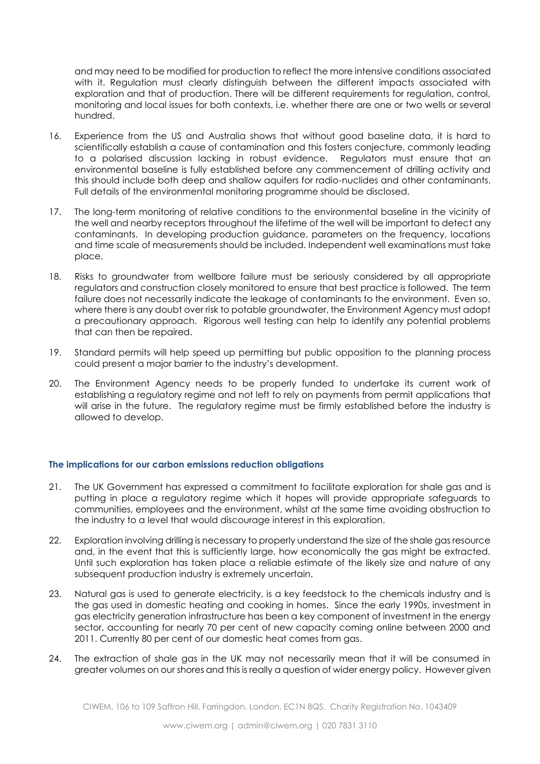and may need to be modified for production to reflect the more intensive conditions associated with it. Regulation must clearly distinguish between the different impacts associated with exploration and that of production. There will be different requirements for regulation, control, monitoring and local issues for both contexts, i.e. whether there are one or two wells or several hundred.

16. Experience from the US and Australia shows that without good baseline data, it is hard to scientifically establish a cause of contamination and this fosters conjecture, commonly leading to a polarised discussion lacking in robust evidence. Regulators must ensure that an environmental baseline is fully established before any commencement of drilling activity and this should include both deep and shallow aquifers for radio-nuclides and other contaminants. Full details of the environmental monitoring programme should be disclosed.

17. The long-term monitoring of relative conditions to the environmental baseline in the vicinity of the well and nearby receptors throughout the lifetime of the well will be important to detect any contaminants. In developing production guidance, parameters on the frequency, locations and time scale of measurements should be included. Independent well examinations must take place.

18. Risks to groundwater from wellbore failure must be seriously considered by all appropriate regulators and construction closely monitored to ensure that best practice is followed. The term failure does not necessarily indicate the leakage of contaminants to the environment. Even so, where there is any doubt over risk to potable groundwater, the Environment Agency must adopt a precautionary approach. Rigorous well testing can help to identify any potential problems that can then be repaired.

19. Standard permits will help speed up permitting but public opposition to the planning process could present a major barrier to the industry's development.

20. The Environment Agency needs to be properly funded to undertake its current work of establishing a regulatory regime and not left to rely on payments from permit applications that will arise in the future. The regulatory regime must be firmly established before the industry is allowed to develop.

### The implications for our carbon emissions reduction obligations

21. The UK Government has expressed a commitment to facilitate exploration for shale gas and is putting in place a regulatory regime which it hopes will provide appropriate safeguards to communities, employees and the environment, whilst at the same time avoiding obstruction to the industry to a level that would discourage interest in this exploration.

22. Exploration involving drilling is necessary to properly understand the size of the shale gas resource and, in the event that this is sufficiently large, how economically the gas might be extracted. Until such exploration has taken place a reliable estimate of the likely size and nature of any subsequent production industry is extremely uncertain.

23. Natural gas is used to generate electricity, is a key feedstock to the chemicals industry and is the gas used in domestic heating and cooking in homes. Since the early 1990s, investment in gas electricity generation infrastructure has been a key component of investment in the energy sector, accounting for nearly 70 per cent of new capacity coming online between 2000 and 2011. Currently 80 per cent of our domestic heat comes from gas.

24. The extraction of shale gas in the UK may not necessarily mean that it will be consumed in greater volumes on our shores and this is really a question of wider energy policy. However given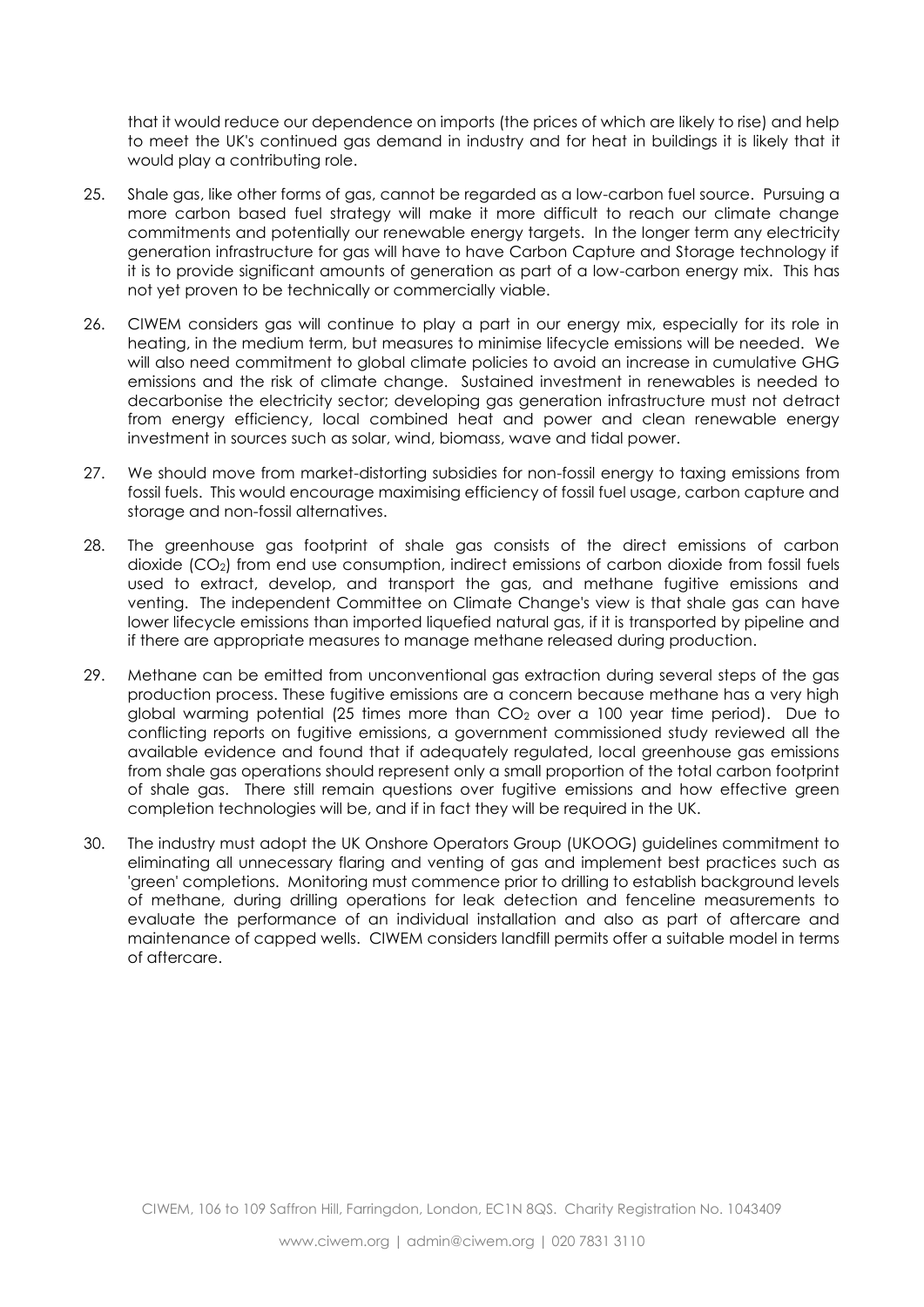that it would reduce our dependence on imports (the prices of which are likely to rise) and help to meet the UK's continued gas demand in industry and for heat in buildings it is likely that it would play a contributing role.

25. Shale gas, like other forms of gas, cannot be regarded as a low-carbon fuel source. Pursuing a more carbon based fuel strategy will make it more difficult to reach our climate change commitments and potentially our renewable energy targets. In the longer term any electricity generation infrastructure for gas will have to have Carbon Capture and Storage technology if it is to provide significant amounts of generation as part of a low-carbon energy mix. This has not yet proven to be technically or commercially viable.

26. CIWEM considers gas will continue to play a part in our energy mix, especially for its role in heating, in the medium term, but measures to minimise lifecycle emissions will be needed. We will also need commitment to global climate policies to avoid an increase in cumulative GHG emissions and the risk of climate change. Sustained investment in renewables is needed to decarbonise the electricity sector; developing gas generation infrastructure must not detract from energy efficiency, local combined heat and power and clean renewable energy investment in sources such as solar, wind, biomass, wave and tidal power.

27. We should move from market-distorting subsidies for non-fossil energy to taxing emissions from fossil fuels. This would encourage maximising efficiency of fossil fuel usage, carbon capture and storage and non-fossil alternatives.

28. The greenhouse gas footprint of shale gas consists of the direct emissions of carbon dioxide ($CO_2$) from end use consumption, indirect emissions of carbon dioxide from fossil fuels used to extract, develop, and transport the gas, and methane fugitive emissions and venting. The independent Committee on Climate Change's view is that shale gas can have lower lifecycle emissions than imported liquefied natural gas, if it is transported by pipeline and if there are appropriate measures to manage methane released during production.

29. Methane can be emitted from unconventional gas extraction during several steps of the gas production process. These fugitive emissions are a concern because methane has a very high global warming potential (25 times more than $CO_2$ over a 100 year time period). Due to conflicting reports on fugitive emissions, a government commissioned study reviewed all the available evidence and found that if adequately regulated, local greenhouse gas emissions from shale gas operations should represent only a small proportion of the total carbon footprint of shale gas. There still remain questions over fugitive emissions and how effective green completion technologies will be, and if in fact they will be required in the UK.

30. The industry must adopt the UK Onshore Operators Group (UKOOG) guidelines commitment to eliminating all unnecessary flaring and venting of gas and implement best practices such as 'green' completions. Monitoring must commence prior to drilling to establish background levels of methane, during drilling operations for leak detection and fenceline measurements to evaluate the performance of an individual installation and also as part of aftercare and maintenance of capped wells. CIWEM considers landfill permits offer a suitable model in terms of aftercare.